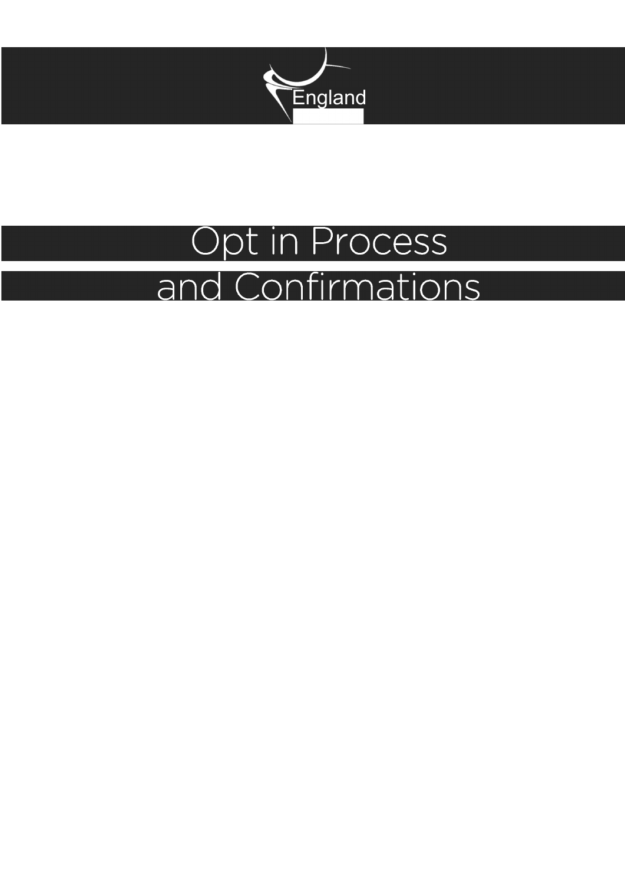England

# Opt in Process
# and Confirmations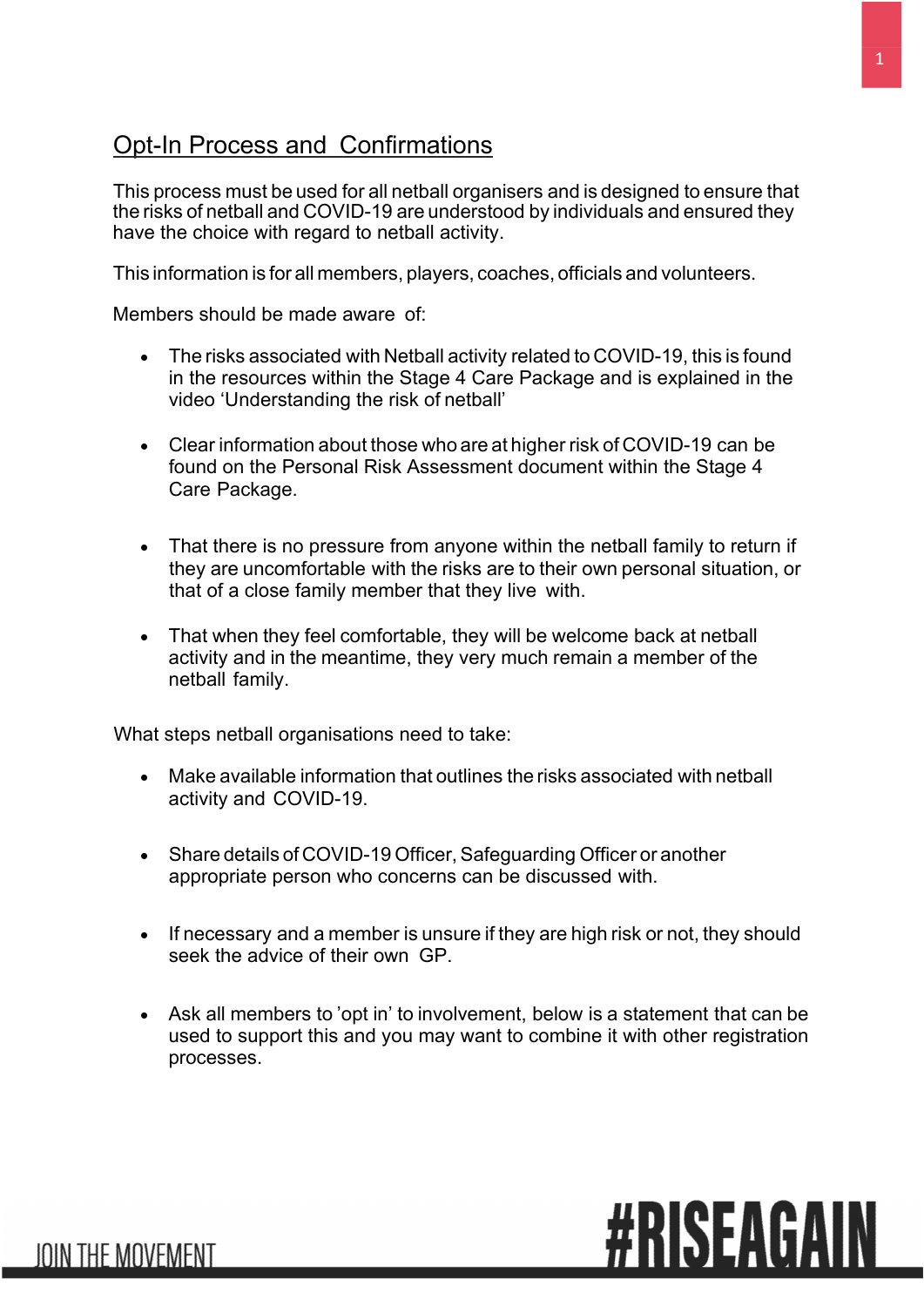## Opt-In Process and Confirmations

This process must be used for all netball organisers and is designed to ensure that the risks of netball and COVID-19 are understood by individuals and ensured they have the choice with regard to netball activity.

This information is for all members, players, coaches, officials and volunteers.

Members should be made aware of:

- The risks associated with Netball activity related to COVID-19, this is found in the resources within the Stage 4 Care Package and is explained in the video 'Understanding the risk of netball'
- Clear information about those who are at higher risk of COVID-19 can be found on the Personal Risk Assessment document within the Stage 4 Care Package.
- That there is no pressure from anyone within the netball family to return if they are uncomfortable with the risks are to their own personal situation, or that of a close family member that they live with.
- That when they feel comfortable, they will be welcome back at netball activity and in the meantime, they very much remain a member of the netball family.

What steps netball organisations need to take:

- Make available information that outlines the risks associated with netball activity and COVID-19.
- Share details of COVID-19 Officer, Safeguarding Officer or another appropriate person who concerns can be discussed with.
- If necessary and a member is unsure if they are high risk or not, they should seek the advice of their own GP.
- Ask all members to 'opt in' to involvement, below is a statement that can be used to support this and you may want to combine it with other registration processes.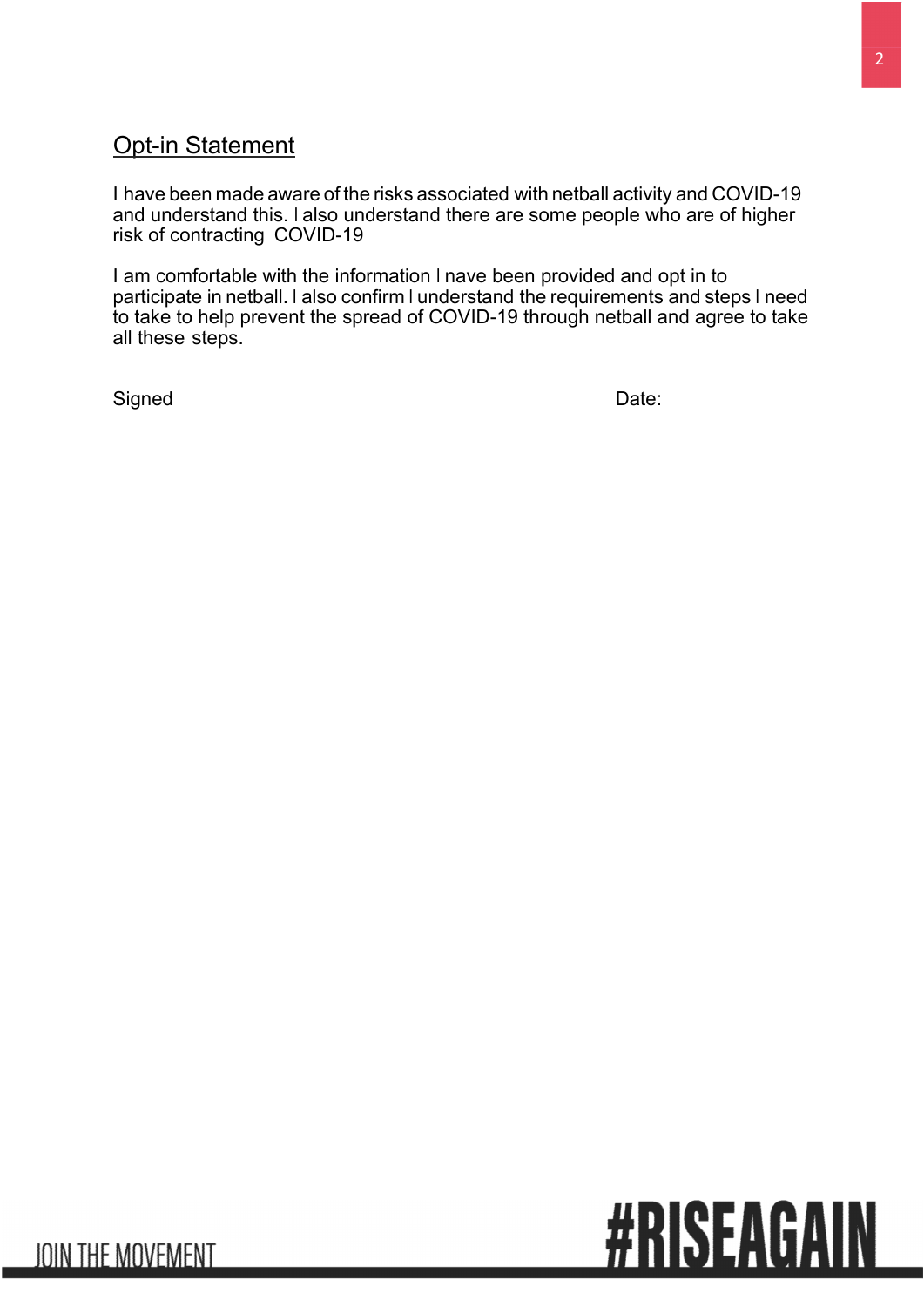## Opt-in Statement

I have been made aware of the risks associated with netball activity and COVID-19 and understand this. I also understand there are some people who are of higher risk of contracting COVID-19

I am comfortable with the information I nave been provided and opt in to participate in netball. I also confirm I understand the requirements and steps I need to take to help prevent the spread of COVID-19 through netball and agree to take all these steps.

Signed Date:

JOIN THE MOVEMENT #RISEAGAIN